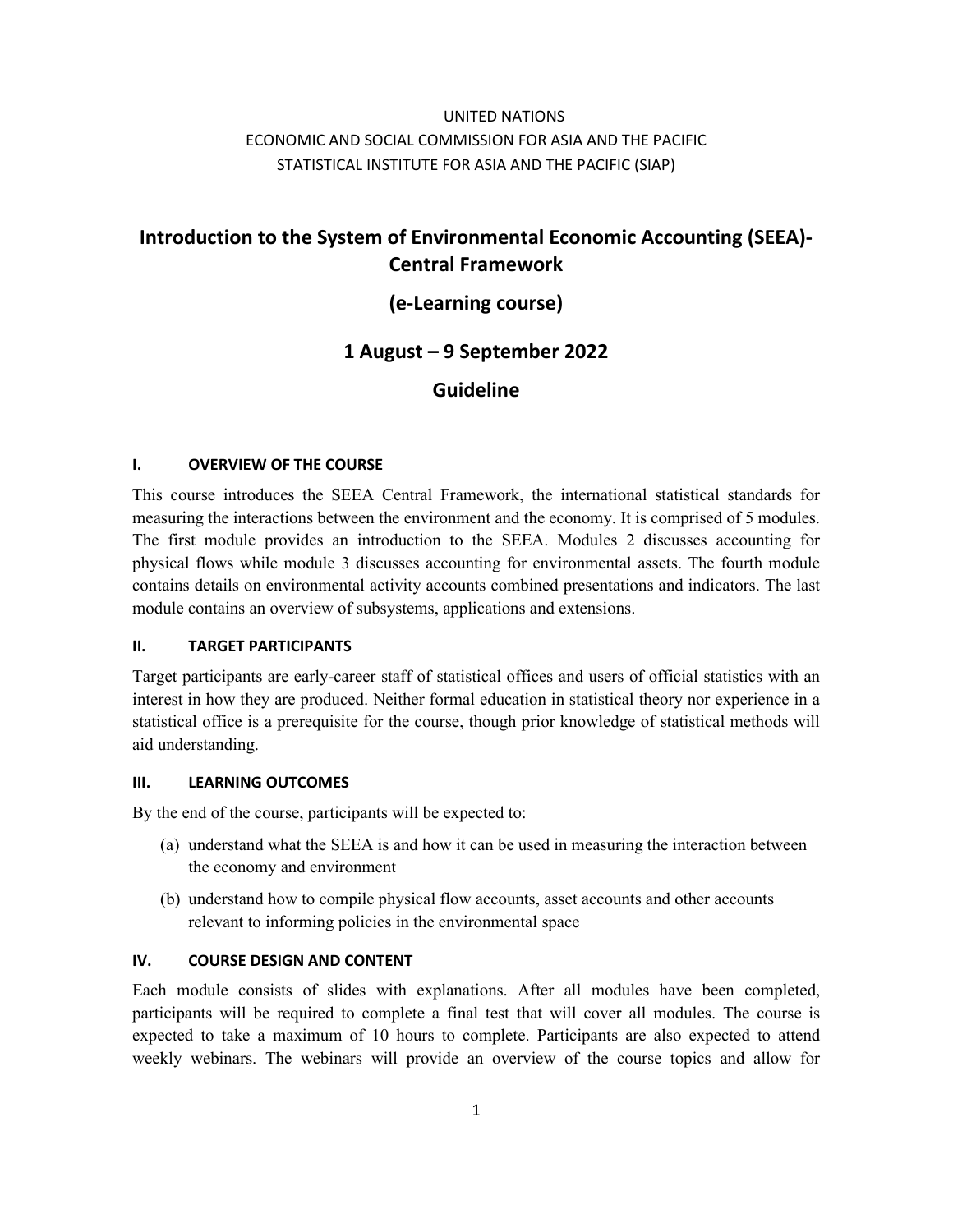UNITED NATIONS
ECONOMIC AND SOCIAL COMMISSION FOR ASIA AND THE PACIFIC
STATISTICAL INSTITUTE FOR ASIA AND THE PACIFIC (SIAP)

# Introduction to the System of Environmental Economic Accounting (SEEA)-Central Framework

## (e-Learning course)

## 1 August – 9 September 2022

## Guideline

### I. OVERVIEW OF THE COURSE

This course introduces the SEEA Central Framework, the international statistical standards for measuring the interactions between the environment and the economy. It is comprised of 5 modules. The first module provides an introduction to the SEEA. Modules 2 discusses accounting for physical flows while module 3 discusses accounting for environmental assets. The fourth module contains details on environmental activity accounts combined presentations and indicators. The last module contains an overview of subsystems, applications and extensions.

### II. TARGET PARTICIPANTS

Target participants are early-career staff of statistical offices and users of official statistics with an interest in how they are produced. Neither formal education in statistical theory nor experience in a statistical office is a prerequisite for the course, though prior knowledge of statistical methods will aid understanding.

### III. LEARNING OUTCOMES

By the end of the course, participants will be expected to:

(a) understand what the SEEA is and how it can be used in measuring the interaction between the economy and environment

(b) understand how to compile physical flow accounts, asset accounts and other accounts relevant to informing policies in the environmental space

### IV. COURSE DESIGN AND CONTENT

Each module consists of slides with explanations. After all modules have been completed, participants will be required to complete a final test that will cover all modules. The course is expected to take a maximum of 10 hours to complete. Participants are also expected to attend weekly webinars. The webinars will provide an overview of the course topics and allow for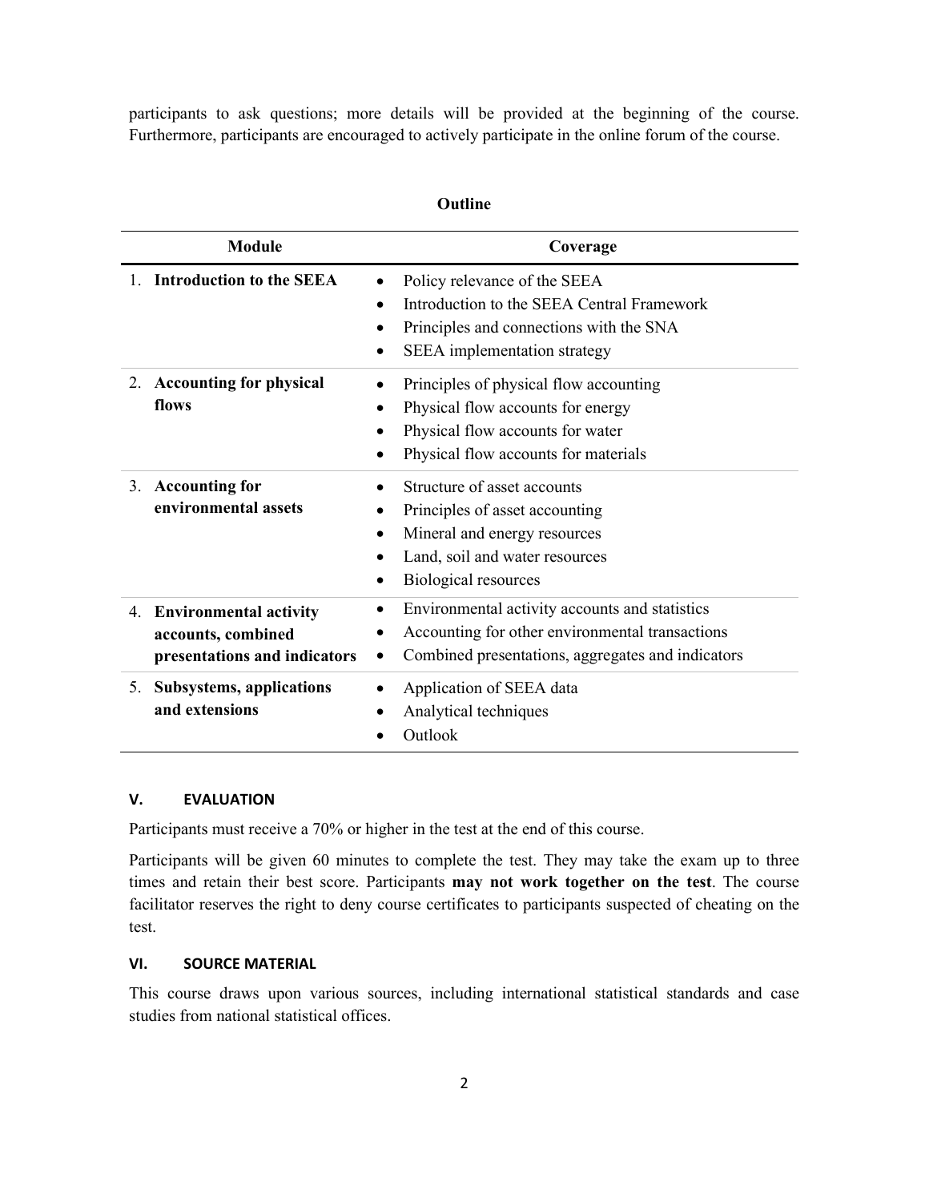participants to ask questions; more details will be provided at the beginning of the course. Furthermore, participants are encouraged to actively participate in the online forum of the course.

**Outline**

| Module | Coverage |
|---|---|
| 1. **Introduction to the SEEA** | • Policy relevance of the SEEA<br>• Introduction to the SEEA Central Framework<br>• Principles and connections with the SNA<br>• SEEA implementation strategy |
| 2. **Accounting for physical flows** | • Principles of physical flow accounting<br>• Physical flow accounts for energy<br>• Physical flow accounts for water<br>• Physical flow accounts for materials |
| 3. **Accounting for environmental assets** | • Structure of asset accounts<br>• Principles of asset accounting<br>• Mineral and energy resources<br>• Land, soil and water resources<br>• Biological resources |
| 4. **Environmental activity accounts, combined presentations and indicators** | • Environmental activity accounts and statistics<br>• Accounting for other environmental transactions<br>• Combined presentations, aggregates and indicators |
| 5. **Subsystems, applications and extensions** | • Application of SEEA data<br>• Analytical techniques<br>• Outlook |

## V. EVALUATION

Participants must receive a 70% or higher in the test at the end of this course.

Participants will be given 60 minutes to complete the test. They may take the exam up to three times and retain their best score. Participants **may not work together on the test**. The course facilitator reserves the right to deny course certificates to participants suspected of cheating on the test.

## VI. SOURCE MATERIAL

This course draws upon various sources, including international statistical standards and case studies from national statistical offices.